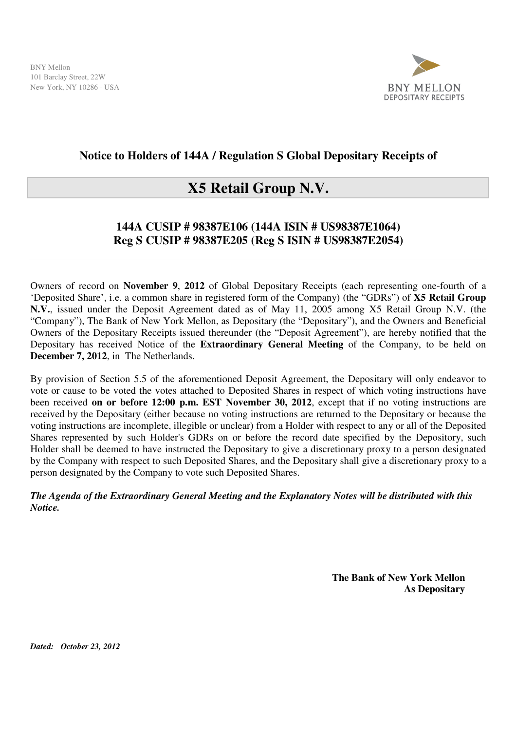BNY Mellon
101 Barclay Street, 22W
New York, NY 10286 - USA

BNY MELLON
DEPOSITARY RECEIPTS

## Notice to Holders of 144A / Regulation S Global Depositary Receipts of

# X5 Retail Group N.V.

### 144A CUSIP # 98387E106 (144A ISIN # US98387E1064)
### Reg S CUSIP # 98387E205 (Reg S ISIN # US98387E2054)

---

Owners of record on **November 9**, **2012** of Global Depositary Receipts (each representing one-fourth of a 'Deposited Share', i.e. a common share in registered form of the Company) (the "GDRs") of **X5 Retail Group N.V.**, issued under the Deposit Agreement dated as of May 11, 2005 among X5 Retail Group N.V. (the "Company"), The Bank of New York Mellon, as Depositary (the "Depositary"), and the Owners and Beneficial Owners of the Depositary Receipts issued thereunder (the "Deposit Agreement"), are hereby notified that the Depositary has received Notice of the **Extraordinary General Meeting** of the Company, to be held on **December 7, 2012**, in The Netherlands.

By provision of Section 5.5 of the aforementioned Deposit Agreement, the Depositary will only endeavor to vote or cause to be voted the votes attached to Deposited Shares in respect of which voting instructions have been received **on or before 12:00 p.m. EST November 30, 2012**, except that if no voting instructions are received by the Depositary (either because no voting instructions are returned to the Depositary or because the voting instructions are incomplete, illegible or unclear) from a Holder with respect to any or all of the Deposited Shares represented by such Holder's GDRs on or before the record date specified by the Depository, such Holder shall be deemed to have instructed the Depositary to give a discretionary proxy to a person designated by the Company with respect to such Deposited Shares, and the Depositary shall give a discretionary proxy to a person designated by the Company to vote such Deposited Shares.

***The Agenda of the Extraordinary General Meeting and the Explanatory Notes will be distributed with this Notice.***

**The Bank of New York Mellon**
**As Depositary**

***Dated: October 23, 2012***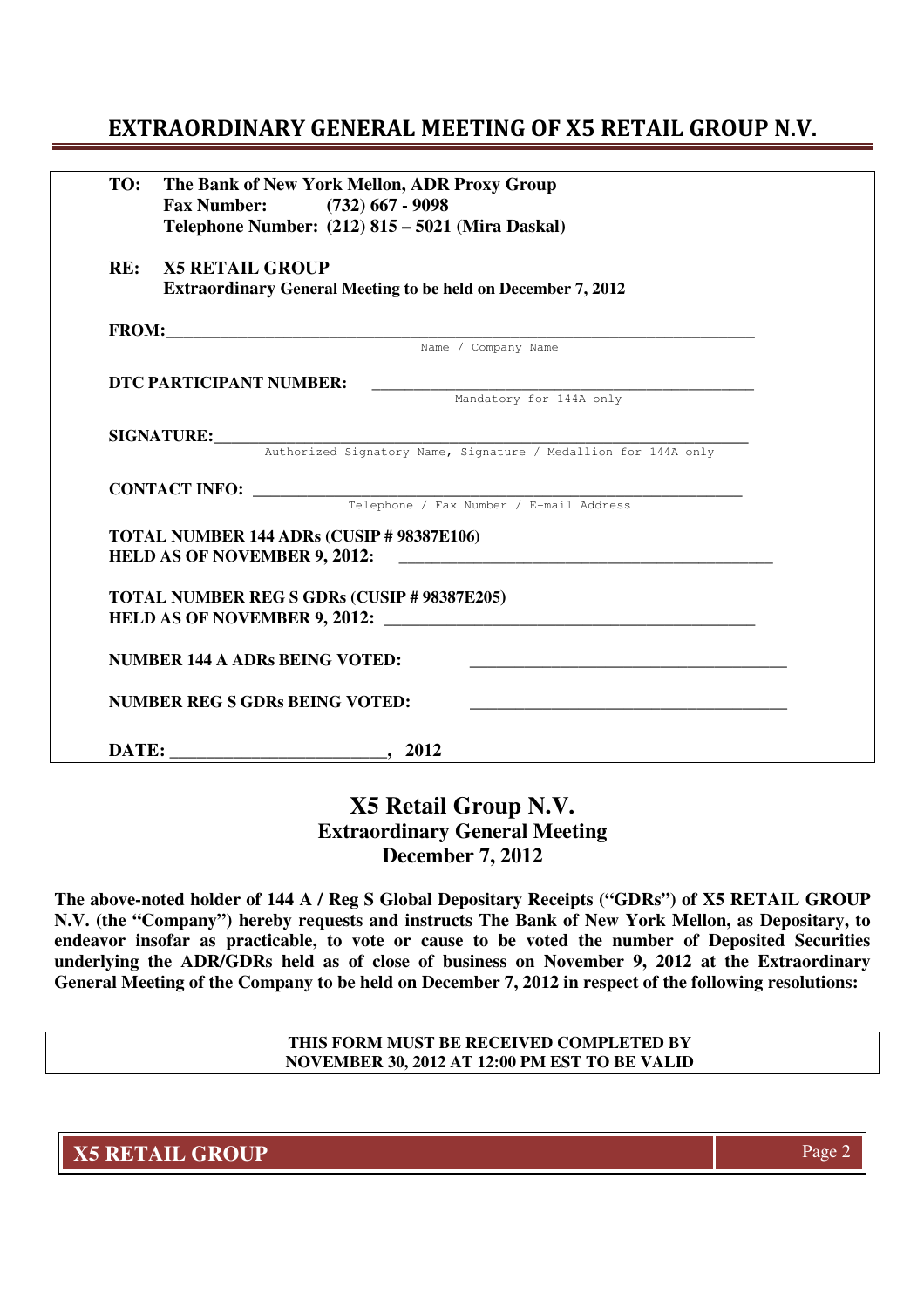## EXTRAORDINARY GENERAL MEETING OF X5 RETAIL GROUP N.V.

**TO:** **The Bank of New York Mellon, ADR Proxy Group**
**Fax Number: (732) 667 - 9098**
**Telephone Number: (212) 815 – 5021 (Mira Daskal)**

**RE:** **X5 RETAIL GROUP**
**Extraordinary General Meeting to be held on December 7, 2012**

**FROM:**\_\_\_\_\_\_\_\_\_\_\_\_\_\_\_\_\_\_\_\_\_\_\_\_\_\_\_\_\_\_\_\_\_\_\_\_\_\_\_\_\_\_\_\_\_\_\_\_\_\_\_\_\_\_
Name / Company Name

**DTC PARTICIPANT NUMBER:** \_\_\_\_\_\_\_\_\_\_\_\_\_\_\_\_\_\_\_\_\_\_\_\_\_\_\_\_\_\_\_\_\_\_\_\_\_\_\_\_
Mandatory for 144A only

**SIGNATURE:**\_\_\_\_\_\_\_\_\_\_\_\_\_\_\_\_\_\_\_\_\_\_\_\_\_\_\_\_\_\_\_\_\_\_\_\_\_\_\_\_\_\_\_\_\_\_\_\_\_\_\_\_
Authorized Signatory Name, Signature / Medallion for 144A only

**CONTACT INFO:** \_\_\_\_\_\_\_\_\_\_\_\_\_\_\_\_\_\_\_\_\_\_\_\_\_\_\_\_\_\_\_\_\_\_\_\_\_\_\_\_\_\_\_\_\_\_\_\_
Telephone / Fax Number / E-mail Address

**TOTAL NUMBER 144 ADRs (CUSIP # 98387E106)**
**HELD AS OF NOVEMBER 9, 2012:** \_\_\_\_\_\_\_\_\_\_\_\_\_\_\_\_\_\_\_\_\_\_\_\_\_\_\_\_\_\_\_\_\_\_\_\_\_\_\_\_

**TOTAL NUMBER REG S GDRs (CUSIP # 98387E205)**
**HELD AS OF NOVEMBER 9, 2012:** \_\_\_\_\_\_\_\_\_\_\_\_\_\_\_\_\_\_\_\_\_\_\_\_\_\_\_\_\_\_\_\_\_\_\_\_\_\_\_\_

**NUMBER 144 A ADRs BEING VOTED:** \_\_\_\_\_\_\_\_\_\_\_\_\_\_\_\_\_\_\_\_\_\_\_\_\_\_\_\_\_\_\_\_\_\_\_

**NUMBER REG S GDRs BEING VOTED:** \_\_\_\_\_\_\_\_\_\_\_\_\_\_\_\_\_\_\_\_\_\_\_\_\_\_\_\_\_\_\_\_\_\_\_

**DATE:** \_\_\_\_\_\_\_\_\_\_\_\_\_\_\_\_\_\_\_\_\_\_\_\_\_**, 2012**

# X5 Retail Group N.V.
## Extraordinary General Meeting
## December 7, 2012

**The above-noted holder of 144 A / Reg S Global Depositary Receipts ("GDRs") of X5 RETAIL GROUP N.V. (the "Company") hereby requests and instructs The Bank of New York Mellon, as Depositary, to endeavor insofar as practicable, to vote or cause to be voted the number of Deposited Securities underlying the ADR/GDRs held as of close of business on November 9, 2012 at the Extraordinary General Meeting of the Company to be held on December 7, 2012 in respect of the following resolutions:**

**THIS FORM MUST BE RECEIVED COMPLETED BY NOVEMBER 30, 2012 AT 12:00 PM EST TO BE VALID**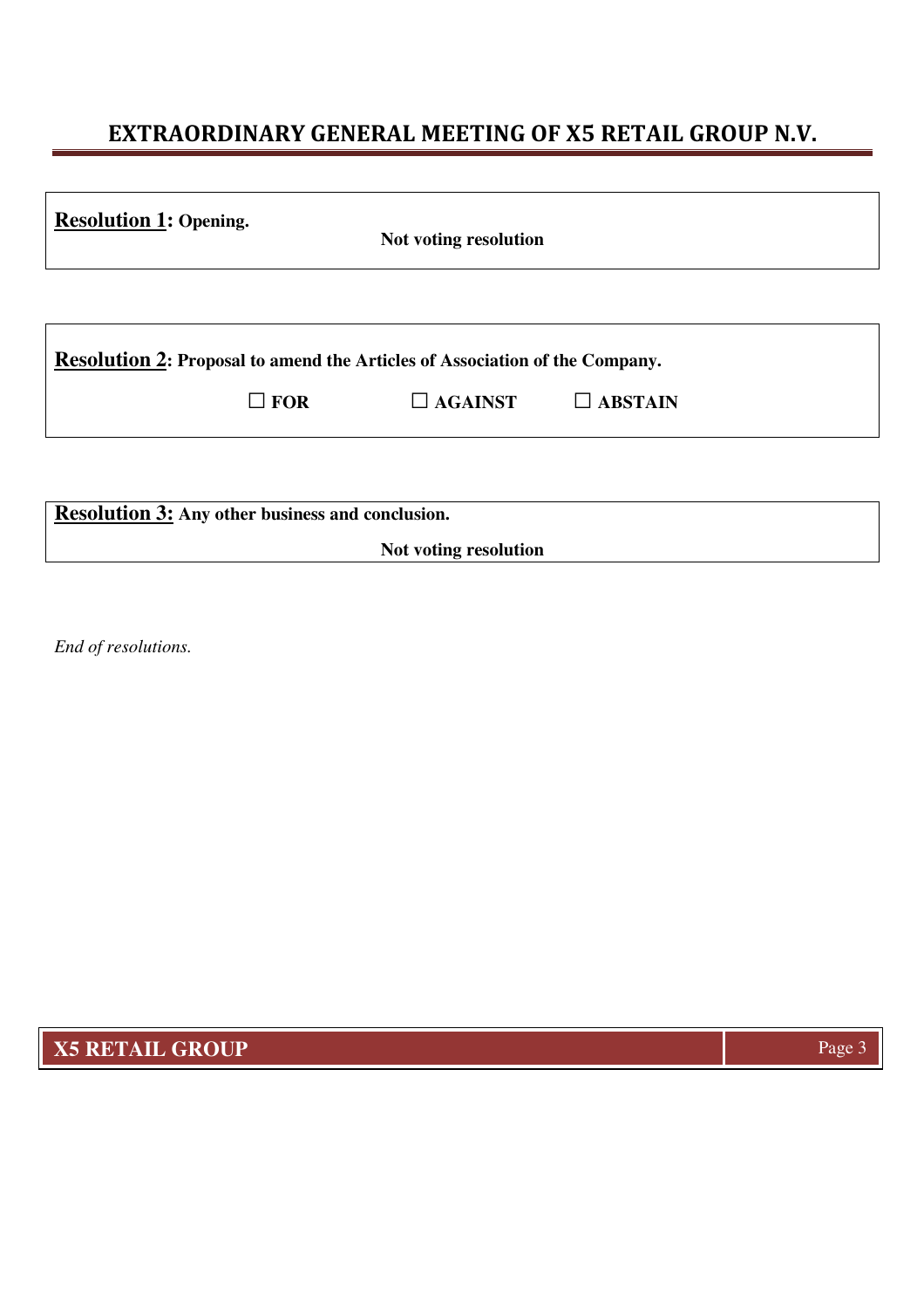# EXTRAORDINARY GENERAL MEETING OF X5 RETAIL GROUP N.V.

**Resolution 1: Opening.**

**Not voting resolution**

**Resolution 2: Proposal to amend the Articles of Association of the Company.**

☐ **FOR** ☐ **AGAINST** ☐ **ABSTAIN**

**Resolution 3: Any other business and conclusion.**

**Not voting resolution**

*End of resolutions.*